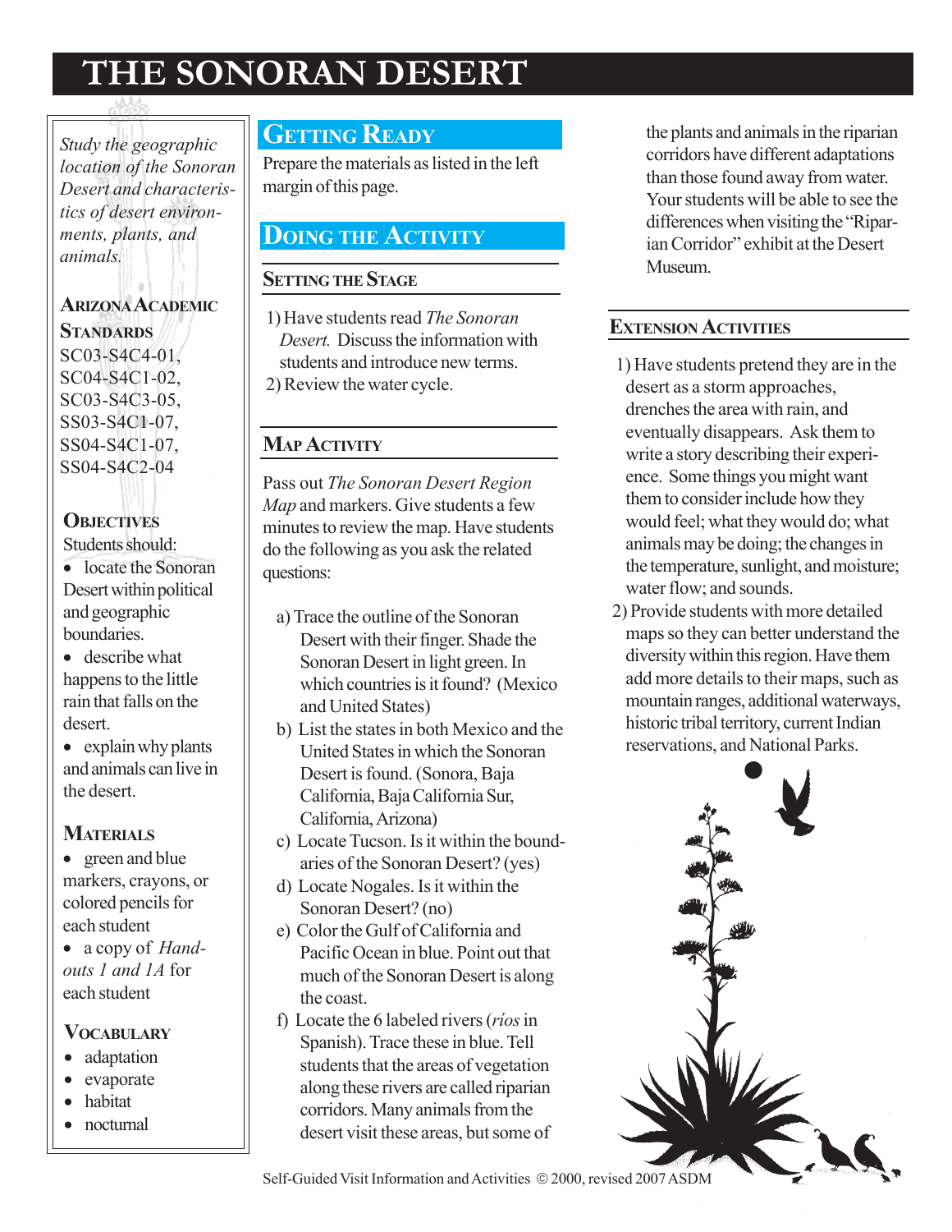# THE SONORAN DESERT

*Study the geographic location of the Sonoran Desert and characteristics of desert environments, plants, and animals.*

### Arizona Academic Standards

SC03-S4C4-01, SC04-S4C1-02, SC03-S4C3-05, SS03-S4C1-07, SS04-S4C1-07, SS04-S4C2-04

### Objectives

Students should:

- locate the Sonoran Desert within political and geographic boundaries.
- describe what happens to the little rain that falls on the desert.
- explain why plants and animals can live in the desert.

### Materials

- green and blue markers, crayons, or colored pencils for each student
- a copy of *Handouts 1 and 1A* for each student

### Vocabulary

- adaptation
- evaporate
- habitat
- nocturnal

## Getting Ready

Prepare the materials as listed in the left margin of this page.

## Doing the Activity

### Setting the Stage

1) Have students read *The Sonoran Desert.* Discuss the information with students and introduce new terms.
2) Review the water cycle.

### Map Activity

Pass out *The Sonoran Desert Region Map* and markers. Give students a few minutes to review the map. Have students do the following as you ask the related questions:

a) Trace the outline of the Sonoran Desert with their finger. Shade the Sonoran Desert in light green. In which countries is it found? (Mexico and United States)

b) List the states in both Mexico and the United States in which the Sonoran Desert is found. (Sonora, Baja California, Baja California Sur, California, Arizona)

c) Locate Tucson. Is it within the boundaries of the Sonoran Desert? (yes)

d) Locate Nogales. Is it within the Sonoran Desert? (no)

e) Color the Gulf of California and Pacific Ocean in blue. Point out that much of the Sonoran Desert is along the coast.

f) Locate the 6 labeled rivers (*ríos* in Spanish). Trace these in blue. Tell students that the areas of vegetation along these rivers are called riparian corridors. Many animals from the desert visit these areas, but some of the plants and animals in the riparian corridors have different adaptations than those found away from water. Your students will be able to see the differences when visiting the "Riparian Corridor" exhibit at the Desert Museum.

### Extension Activities

1) Have students pretend they are in the desert as a storm approaches, drenches the area with rain, and eventually disappears. Ask them to write a story describing their experience. Some things you might want them to consider include how they would feel; what they would do; what animals may be doing; the changes in the temperature, sunlight, and moisture; water flow; and sounds.
2) Provide students with more detailed maps so they can better understand the diversity within this region. Have them add more details to their maps, such as mountain ranges, additional waterways, historic tribal territory, current Indian reservations, and National Parks.

Self-Guided Visit Information and Activities © 2000, revised 2007 ASDM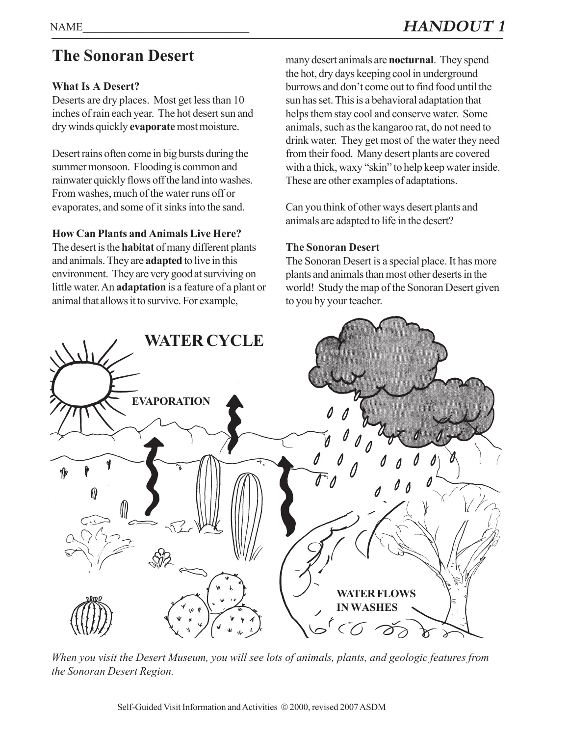NAME_______________________________

## HANDOUT 1

# The Sonoran Desert

### What Is A Desert?

Deserts are dry places. Most get less than 10 inches of rain each year. The hot desert sun and dry winds quickly **evaporate** most moisture.

Desert rains often come in big bursts during the summer monsoon. Flooding is common and rainwater quickly flows off the land into washes. From washes, much of the water runs off or evaporates, and some of it sinks into the sand.

### How Can Plants and Animals Live Here?

The desert is the **habitat** of many different plants and animals. They are **adapted** to live in this environment. They are very good at surviving on little water. An **adaptation** is a feature of a plant or animal that allows it to survive. For example, many desert animals are **nocturnal**. They spend the hot, dry days keeping cool in underground burrows and don't come out to find food until the sun has set. This is a behavioral adaptation that helps them stay cool and conserve water. Some animals, such as the kangaroo rat, do not need to drink water. They get most of the water they need from their food. Many desert plants are covered with a thick, waxy "skin" to help keep water inside. These are other examples of adaptations.

Can you think of other ways desert plants and animals are adapted to life in the desert?

### The Sonoran Desert

The Sonoran Desert is a special place. It has more plants and animals than most other deserts in the world! Study the map of the Sonoran Desert given to you by your teacher.

**WATER CYCLE**

**EVAPORATION**

**WATER FLOWS IN WASHES**

*When you visit the Desert Museum, you will see lots of animals, plants, and geologic features from the Sonoran Desert Region.*

Self-Guided Visit Information and Activities © 2000, revised 2007 ASDM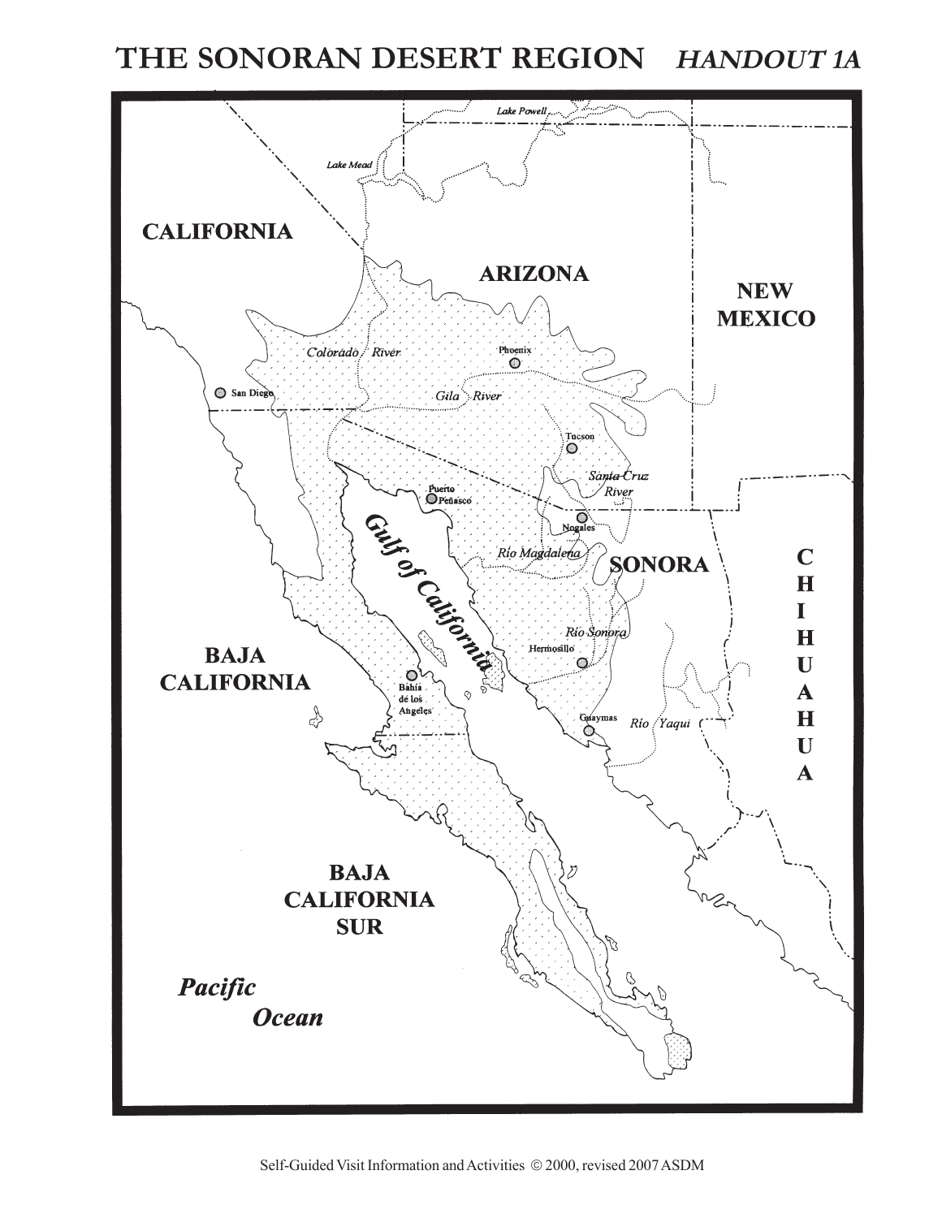# THE SONORAN DESERT REGION *HANDOUT 1A*

Lake Powell

Lake Mead

CALIFORNIA

ARIZONA

NEW MEXICO

Colorado River

Phoenix

San Diego

Gila River

Tucson

Santa Cruz River

Puerto Peñasco

Nogales

Gulf of California

Río Magdalena

SONORA

CHIHUAHUA

Río Sonora

Hermosillo

BAJA CALIFORNIA

Bahía de los Angeles

Guaymas

Río Yaqui

BAJA CALIFORNIA SUR

*Pacific Ocean*

Self-Guided Visit Information and Activities © 2000, revised 2007 ASDM